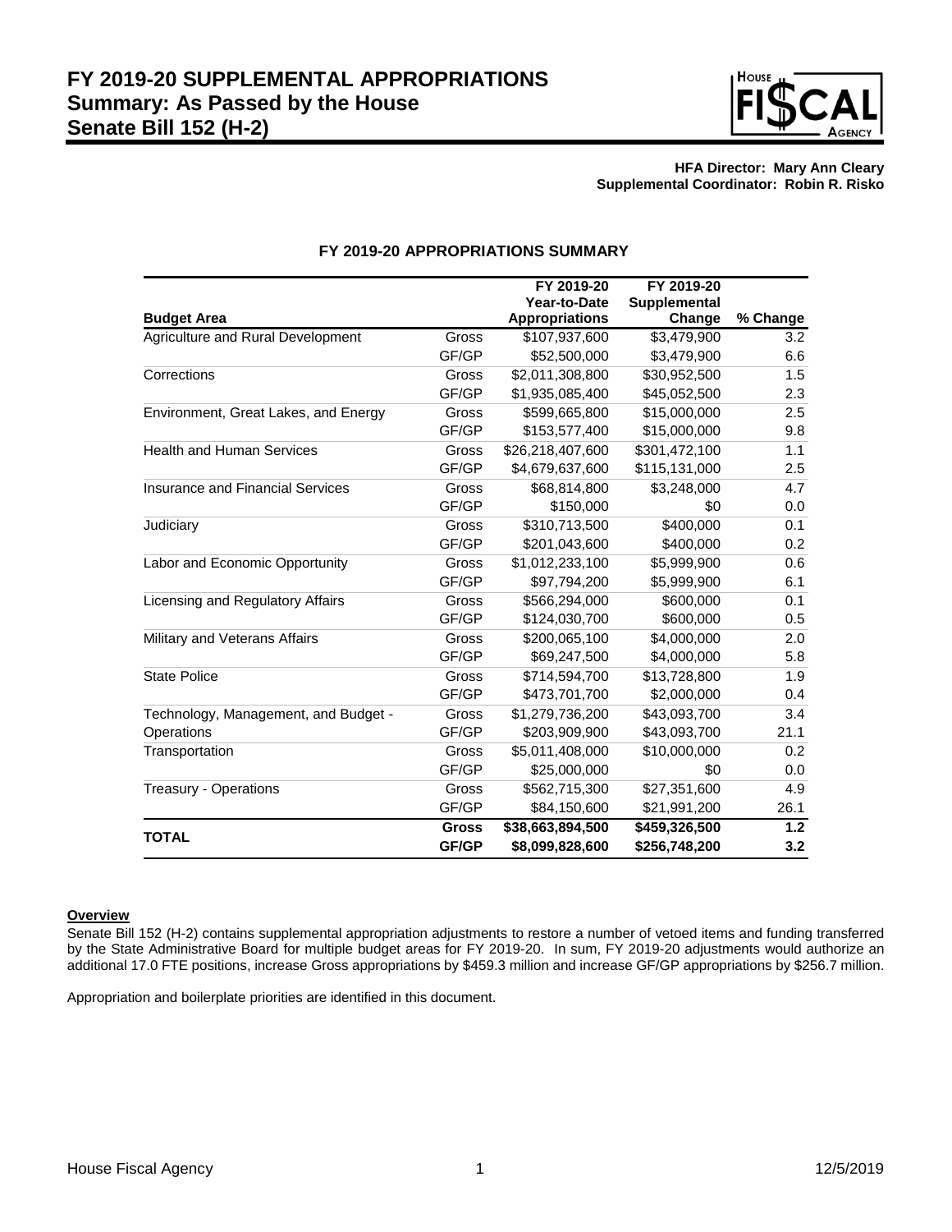# FY 2019-20 SUPPLEMENTAL APPROPRIATIONS
# Summary: As Passed by the House
# Senate Bill 152 (H-2)

**HFA Director: Mary Ann Cleary**
**Supplemental Coordinator: Robin R. Risko**

## FY 2019-20 APPROPRIATIONS SUMMARY

| Budget Area | | FY 2019-20 Year-to-Date Appropriations | FY 2019-20 Supplemental Change | % Change |
|---|---|---|---|---|
| Agriculture and Rural Development | Gross | $107,937,600 | $3,479,900 | 3.2 |
| | GF/GP | $52,500,000 | $3,479,900 | 6.6 |
| Corrections | Gross | $2,011,308,800 | $30,952,500 | 1.5 |
| | GF/GP | $1,935,085,400 | $45,052,500 | 2.3 |
| Environment, Great Lakes, and Energy | Gross | $599,665,800 | $15,000,000 | 2.5 |
| | GF/GP | $153,577,400 | $15,000,000 | 9.8 |
| Health and Human Services | Gross | $26,218,407,600 | $301,472,100 | 1.1 |
| | GF/GP | $4,679,637,600 | $115,131,000 | 2.5 |
| Insurance and Financial Services | Gross | $68,814,800 | $3,248,000 | 4.7 |
| | GF/GP | $150,000 | $0 | 0.0 |
| Judiciary | Gross | $310,713,500 | $400,000 | 0.1 |
| | GF/GP | $201,043,600 | $400,000 | 0.2 |
| Labor and Economic Opportunity | Gross | $1,012,233,100 | $5,999,900 | 0.6 |
| | GF/GP | $97,794,200 | $5,999,900 | 6.1 |
| Licensing and Regulatory Affairs | Gross | $566,294,000 | $600,000 | 0.1 |
| | GF/GP | $124,030,700 | $600,000 | 0.5 |
| Military and Veterans Affairs | Gross | $200,065,100 | $4,000,000 | 2.0 |
| | GF/GP | $69,247,500 | $4,000,000 | 5.8 |
| State Police | Gross | $714,594,700 | $13,728,800 | 1.9 |
| | GF/GP | $473,701,700 | $2,000,000 | 0.4 |
| Technology, Management, and Budget - Operations | Gross | $1,279,736,200 | $43,093,700 | 3.4 |
| | GF/GP | $203,909,900 | $43,093,700 | 21.1 |
| Transportation | Gross | $5,011,408,000 | $10,000,000 | 0.2 |
| | GF/GP | $25,000,000 | $0 | 0.0 |
| Treasury - Operations | Gross | $562,715,300 | $27,351,600 | 4.9 |
| | GF/GP | $84,150,600 | $21,991,200 | 26.1 |
| **TOTAL** | **Gross** | **$38,663,894,500** | **$459,326,500** | **1.2** |
| | **GF/GP** | **$8,099,828,600** | **$256,748,200** | **3.2** |

**Overview**

Senate Bill 152 (H-2) contains supplemental appropriation adjustments to restore a number of vetoed items and funding transferred by the State Administrative Board for multiple budget areas for FY 2019-20. In sum, FY 2019-20 adjustments would authorize an additional 17.0 FTE positions, increase Gross appropriations by $459.3 million and increase GF/GP appropriations by $256.7 million.

Appropriation and boilerplate priorities are identified in this document.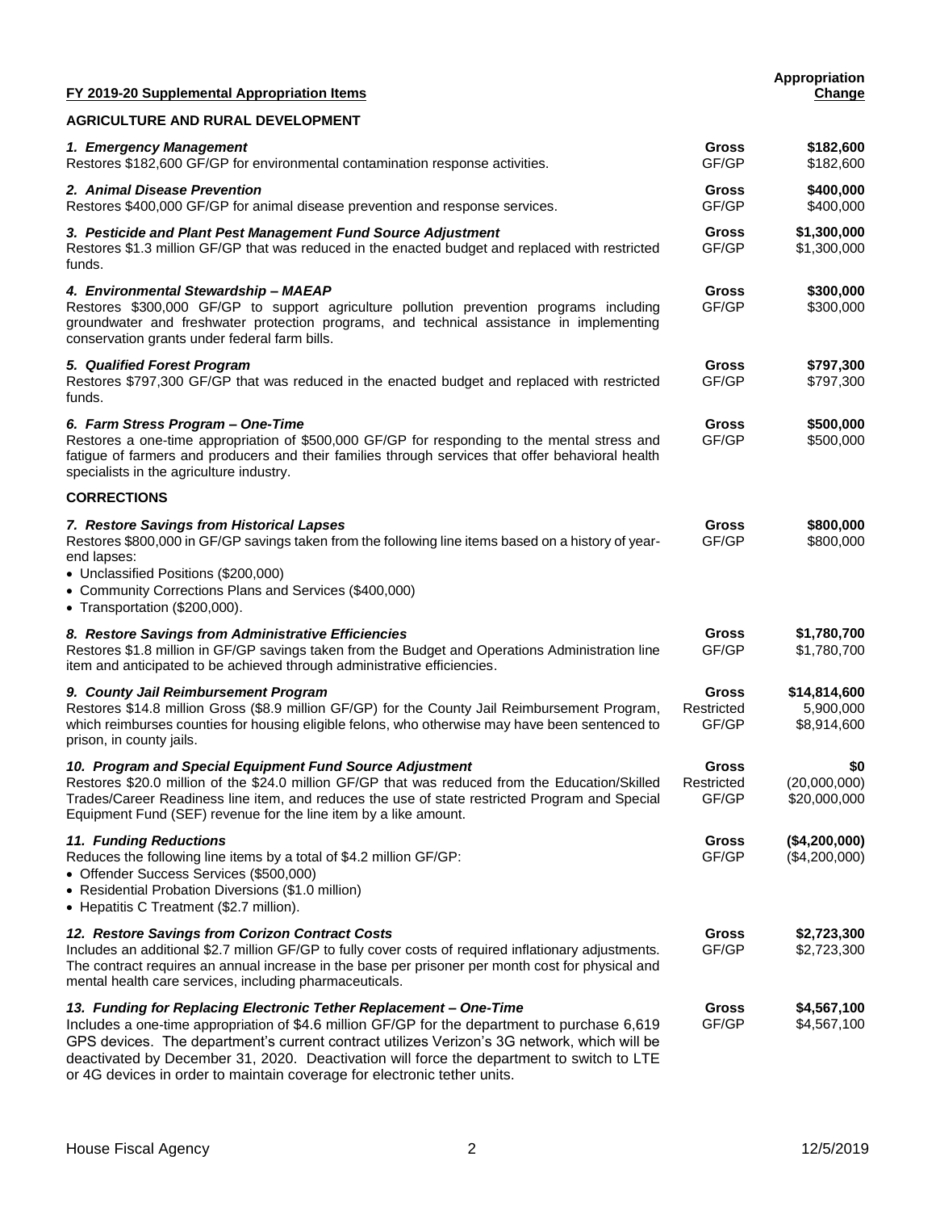**FY 2019-20 Supplemental Appropriation Items** | **Appropriation Change**

**AGRICULTURE AND RURAL DEVELOPMENT**

| Item | Fund | Appropriation Change |
|---|---|---|
| ***1. Emergency Management***<br>Restores $182,600 GF/GP for environmental contamination response activities. | **Gross**<br>GF/GP | **$182,600**<br>$182,600 |
| ***2. Animal Disease Prevention***<br>Restores $400,000 GF/GP for animal disease prevention and response services. | **Gross**<br>GF/GP | **$400,000**<br>$400,000 |
| ***3. Pesticide and Plant Pest Management Fund Source Adjustment***<br>Restores $1.3 million GF/GP that was reduced in the enacted budget and replaced with restricted funds. | **Gross**<br>GF/GP | **$1,300,000**<br>$1,300,000 |
| ***4. Environmental Stewardship – MAEAP***<br>Restores $300,000 GF/GP to support agriculture pollution prevention programs including groundwater and freshwater protection programs, and technical assistance in implementing conservation grants under federal farm bills. | **Gross**<br>GF/GP | **$300,000**<br>$300,000 |
| ***5. Qualified Forest Program***<br>Restores $797,300 GF/GP that was reduced in the enacted budget and replaced with restricted funds. | **Gross**<br>GF/GP | **$797,300**<br>$797,300 |
| ***6. Farm Stress Program – One-Time***<br>Restores a one-time appropriation of $500,000 GF/GP for responding to the mental stress and fatigue of farmers and producers and their families through services that offer behavioral health specialists in the agriculture industry. | **Gross**<br>GF/GP | **$500,000**<br>$500,000 |

**CORRECTIONS**

| Item | Fund | Appropriation Change |
|---|---|---|
| ***7. Restore Savings from Historical Lapses***<br>Restores $800,000 in GF/GP savings taken from the following line items based on a history of year-end lapses:<br>• Unclassified Positions ($200,000)<br>• Community Corrections Plans and Services ($400,000)<br>• Transportation ($200,000). | **Gross**<br>GF/GP | **$800,000**<br>$800,000 |
| ***8. Restore Savings from Administrative Efficiencies***<br>Restores $1.8 million in GF/GP savings taken from the Budget and Operations Administration line item and anticipated to be achieved through administrative efficiencies. | **Gross**<br>GF/GP | **$1,780,700**<br>$1,780,700 |
| ***9. County Jail Reimbursement Program***<br>Restores $14.8 million Gross ($8.9 million GF/GP) for the County Jail Reimbursement Program, which reimburses counties for housing eligible felons, who otherwise may have been sentenced to prison, in county jails. | **Gross**<br>Restricted<br>GF/GP | **$14,814,600**<br>5,900,000<br>$8,914,600 |
| ***10. Program and Special Equipment Fund Source Adjustment***<br>Restores $20.0 million of the $24.0 million GF/GP that was reduced from the Education/Skilled Trades/Career Readiness line item, and reduces the use of state restricted Program and Special Equipment Fund (SEF) revenue for the line item by a like amount. | **Gross**<br>Restricted<br>GF/GP | **$0**<br>(20,000,000)<br>$20,000,000 |
| ***11. Funding Reductions***<br>Reduces the following line items by a total of $4.2 million GF/GP:<br>• Offender Success Services ($500,000)<br>• Residential Probation Diversions ($1.0 million)<br>• Hepatitis C Treatment ($2.7 million). | **Gross**<br>GF/GP | **($4,200,000)**<br>($4,200,000) |
| ***12. Restore Savings from Corizon Contract Costs***<br>Includes an additional $2.7 million GF/GP to fully cover costs of required inflationary adjustments. The contract requires an annual increase in the base per prisoner per month cost for physical and mental health care services, including pharmaceuticals. | **Gross**<br>GF/GP | **$2,723,300**<br>$2,723,300 |
| ***13. Funding for Replacing Electronic Tether Replacement – One-Time***<br>Includes a one-time appropriation of $4.6 million GF/GP for the department to purchase 6,619 GPS devices. The department's current contract utilizes Verizon's 3G network, which will be deactivated by December 31, 2020. Deactivation will force the department to switch to LTE or 4G devices in order to maintain coverage for electronic tether units. | **Gross**<br>GF/GP | **$4,567,100**<br>$4,567,100 |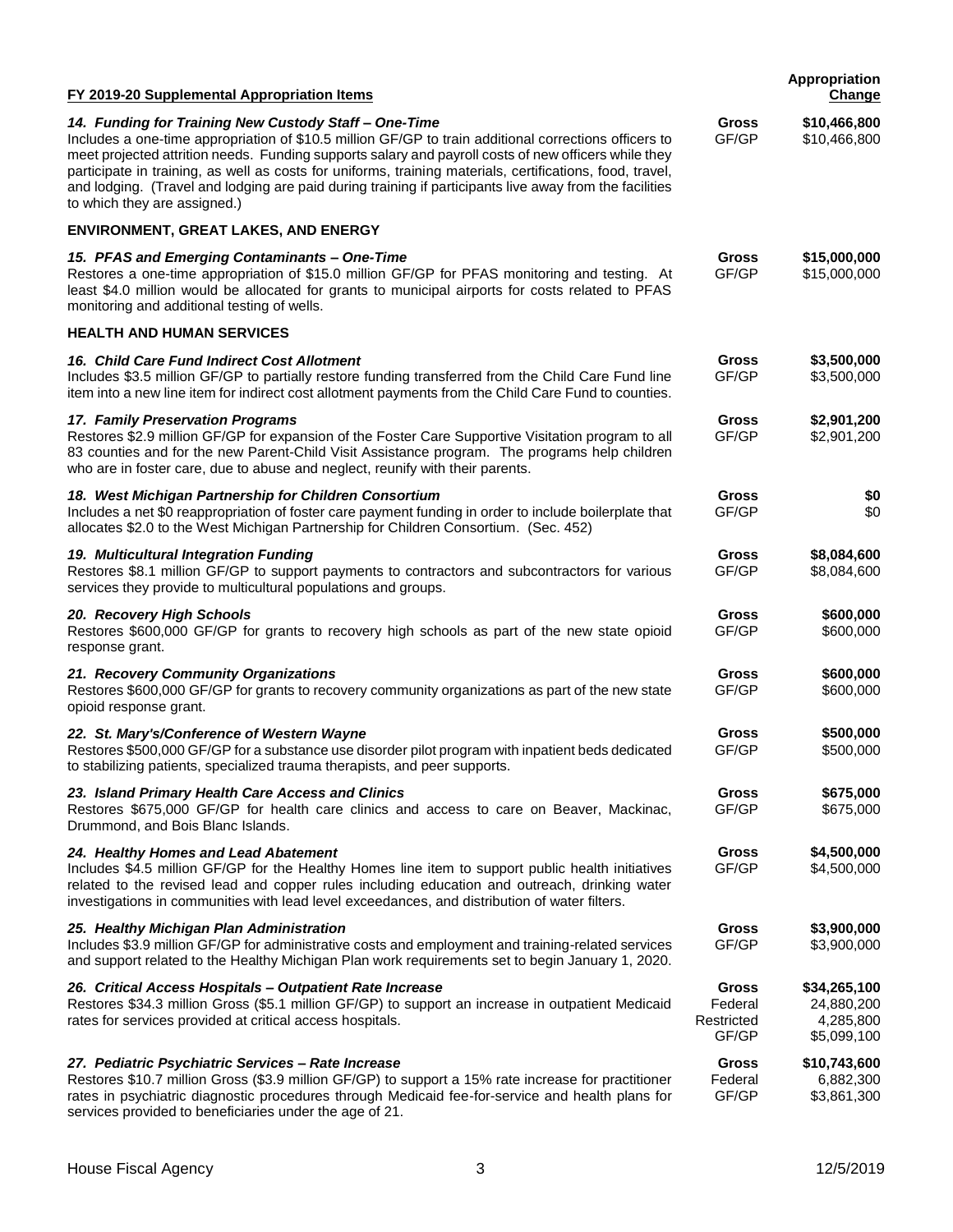| FY 2019-20 Supplemental Appropriation Items | | Appropriation Change |
|---|---|---|
| ***14. Funding for Training New Custody Staff – One-Time*** Includes a one-time appropriation of $10.5 million GF/GP to train additional corrections officers to meet projected attrition needs. Funding supports salary and payroll costs of new officers while they participate in training, as well as costs for uniforms, training materials, certifications, food, travel, and lodging. (Travel and lodging are paid during training if participants live away from the facilities to which they are assigned.) | **Gross** GF/GP | **$10,466,800** $10,466,800 |
| **ENVIRONMENT, GREAT LAKES, AND ENERGY** | | |
| ***15. PFAS and Emerging Contaminants – One-Time*** Restores a one-time appropriation of $15.0 million GF/GP for PFAS monitoring and testing. At least $4.0 million would be allocated for grants to municipal airports for costs related to PFAS monitoring and additional testing of wells. | **Gross** GF/GP | **$15,000,000** $15,000,000 |
| **HEALTH AND HUMAN SERVICES** | | |
| ***16. Child Care Fund Indirect Cost Allotment*** Includes $3.5 million GF/GP to partially restore funding transferred from the Child Care Fund line item into a new line item for indirect cost allotment payments from the Child Care Fund to counties. | **Gross** GF/GP | **$3,500,000** $3,500,000 |
| ***17. Family Preservation Programs*** Restores $2.9 million GF/GP for expansion of the Foster Care Supportive Visitation program to all 83 counties and for the new Parent-Child Visit Assistance program. The programs help children who are in foster care, due to abuse and neglect, reunify with their parents. | **Gross** GF/GP | **$2,901,200** $2,901,200 |
| ***18. West Michigan Partnership for Children Consortium*** Includes a net $0 reappropriation of foster care payment funding in order to include boilerplate that allocates $2.0 to the West Michigan Partnership for Children Consortium. (Sec. 452) | **Gross** GF/GP | **$0** $0 |
| ***19. Multicultural Integration Funding*** Restores $8.1 million GF/GP to support payments to contractors and subcontractors for various services they provide to multicultural populations and groups. | **Gross** GF/GP | **$8,084,600** $8,084,600 |
| ***20. Recovery High Schools*** Restores $600,000 GF/GP for grants to recovery high schools as part of the new state opioid response grant. | **Gross** GF/GP | **$600,000** $600,000 |
| ***21. Recovery Community Organizations*** Restores $600,000 GF/GP for grants to recovery community organizations as part of the new state opioid response grant. | **Gross** GF/GP | **$600,000** $600,000 |
| ***22. St. Mary's/Conference of Western Wayne*** Restores $500,000 GF/GP for a substance use disorder pilot program with inpatient beds dedicated to stabilizing patients, specialized trauma therapists, and peer supports. | **Gross** GF/GP | **$500,000** $500,000 |
| ***23. Island Primary Health Care Access and Clinics*** Restores $675,000 GF/GP for health care clinics and access to care on Beaver, Mackinac, Drummond, and Bois Blanc Islands. | **Gross** GF/GP | **$675,000** $675,000 |
| ***24. Healthy Homes and Lead Abatement*** Includes $4.5 million GF/GP for the Healthy Homes line item to support public health initiatives related to the revised lead and copper rules including education and outreach, drinking water investigations in communities with lead level exceedances, and distribution of water filters. | **Gross** GF/GP | **$4,500,000** $4,500,000 |
| ***25. Healthy Michigan Plan Administration*** Includes $3.9 million GF/GP for administrative costs and employment and training-related services and support related to the Healthy Michigan Plan work requirements set to begin January 1, 2020. | **Gross** GF/GP | **$3,900,000** $3,900,000 |
| ***26. Critical Access Hospitals – Outpatient Rate Increase*** Restores $34.3 million Gross ($5.1 million GF/GP) to support an increase in outpatient Medicaid rates for services provided at critical access hospitals. | **Gross** Federal Restricted GF/GP | **$34,265,100** 24,880,200 4,285,800 $5,099,100 |
| ***27. Pediatric Psychiatric Services – Rate Increase*** Restores $10.7 million Gross ($3.9 million GF/GP) to support a 15% rate increase for practitioner rates in psychiatric diagnostic procedures through Medicaid fee-for-service and health plans for services provided to beneficiaries under the age of 21. | **Gross** Federal GF/GP | **$10,743,600** 6,882,300 $3,861,300 |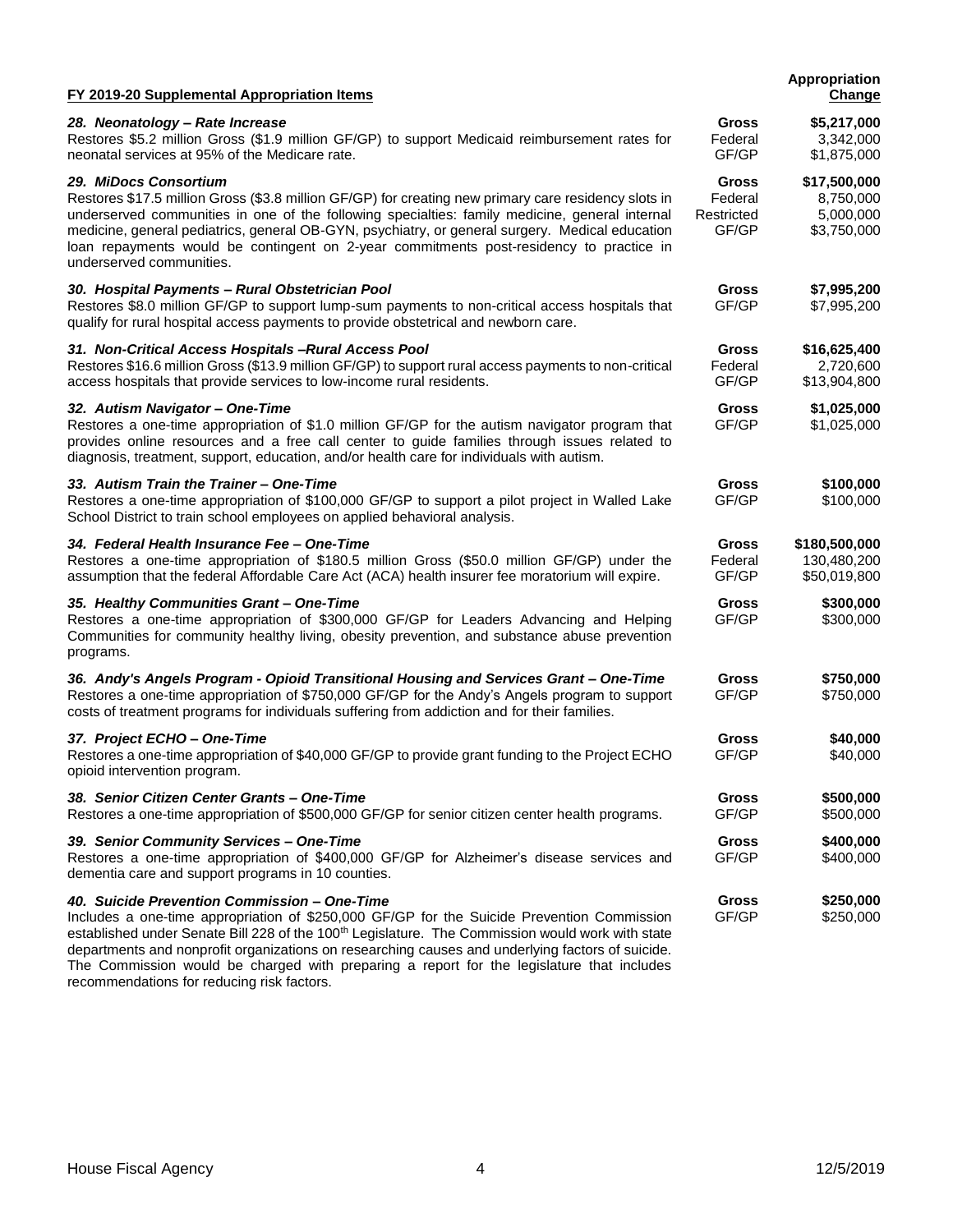| FY 2019-20 Supplemental Appropriation Items | | Appropriation Change |
|---|---|---|
| ***28. Neonatology – Rate Increase*** Restores $5.2 million Gross ($1.9 million GF/GP) to support Medicaid reimbursement rates for neonatal services at 95% of the Medicare rate. | **Gross** Federal GF/GP | **$5,217,000** 3,342,000 $1,875,000 |
| ***29. MiDocs Consortium*** Restores $17.5 million Gross ($3.8 million GF/GP) for creating new primary care residency slots in underserved communities in one of the following specialties: family medicine, general internal medicine, general pediatrics, general OB-GYN, psychiatry, or general surgery. Medical education loan repayments would be contingent on 2-year commitments post-residency to practice in underserved communities. | **Gross** Federal Restricted GF/GP | **$17,500,000** 8,750,000 5,000,000 $3,750,000 |
| ***30. Hospital Payments – Rural Obstetrician Pool*** Restores $8.0 million GF/GP to support lump-sum payments to non-critical access hospitals that qualify for rural hospital access payments to provide obstetrical and newborn care. | **Gross** GF/GP | **$7,995,200** $7,995,200 |
| ***31. Non-Critical Access Hospitals –Rural Access Pool*** Restores $16.6 million Gross ($13.9 million GF/GP) to support rural access payments to non-critical access hospitals that provide services to low-income rural residents. | **Gross** Federal GF/GP | **$16,625,400** 2,720,600 $13,904,800 |
| ***32. Autism Navigator – One-Time*** Restores a one-time appropriation of $1.0 million GF/GP for the autism navigator program that provides online resources and a free call center to guide families through issues related to diagnosis, treatment, support, education, and/or health care for individuals with autism. | **Gross** GF/GP | **$1,025,000** $1,025,000 |
| ***33. Autism Train the Trainer – One-Time*** Restores a one-time appropriation of $100,000 GF/GP to support a pilot project in Walled Lake School District to train school employees on applied behavioral analysis. | **Gross** GF/GP | **$100,000** $100,000 |
| ***34. Federal Health Insurance Fee – One-Time*** Restores a one-time appropriation of $180.5 million Gross ($50.0 million GF/GP) under the assumption that the federal Affordable Care Act (ACA) health insurer fee moratorium will expire. | **Gross** Federal GF/GP | **$180,500,000** 130,480,200 $50,019,800 |
| ***35. Healthy Communities Grant – One-Time*** Restores a one-time appropriation of $300,000 GF/GP for Leaders Advancing and Helping Communities for community healthy living, obesity prevention, and substance abuse prevention programs. | **Gross** GF/GP | **$300,000** $300,000 |
| ***36. Andy's Angels Program - Opioid Transitional Housing and Services Grant – One-Time*** Restores a one-time appropriation of $750,000 GF/GP for the Andy's Angels program to support costs of treatment programs for individuals suffering from addiction and for their families. | **Gross** GF/GP | **$750,000** $750,000 |
| ***37. Project ECHO – One-Time*** Restores a one-time appropriation of $40,000 GF/GP to provide grant funding to the Project ECHO opioid intervention program. | **Gross** GF/GP | **$40,000** $40,000 |
| ***38. Senior Citizen Center Grants – One-Time*** Restores a one-time appropriation of $500,000 GF/GP for senior citizen center health programs. | **Gross** GF/GP | **$500,000** $500,000 |
| ***39. Senior Community Services – One-Time*** Restores a one-time appropriation of $400,000 GF/GP for Alzheimer's disease services and dementia care and support programs in 10 counties. | **Gross** GF/GP | **$400,000** $400,000 |
| ***40. Suicide Prevention Commission – One-Time*** Includes a one-time appropriation of $250,000 GF/GP for the Suicide Prevention Commission established under Senate Bill 228 of the 100th Legislature. The Commission would work with state departments and nonprofit organizations on researching causes and underlying factors of suicide. The Commission would be charged with preparing a report for the legislature that includes recommendations for reducing risk factors. | **Gross** GF/GP | **$250,000** $250,000 |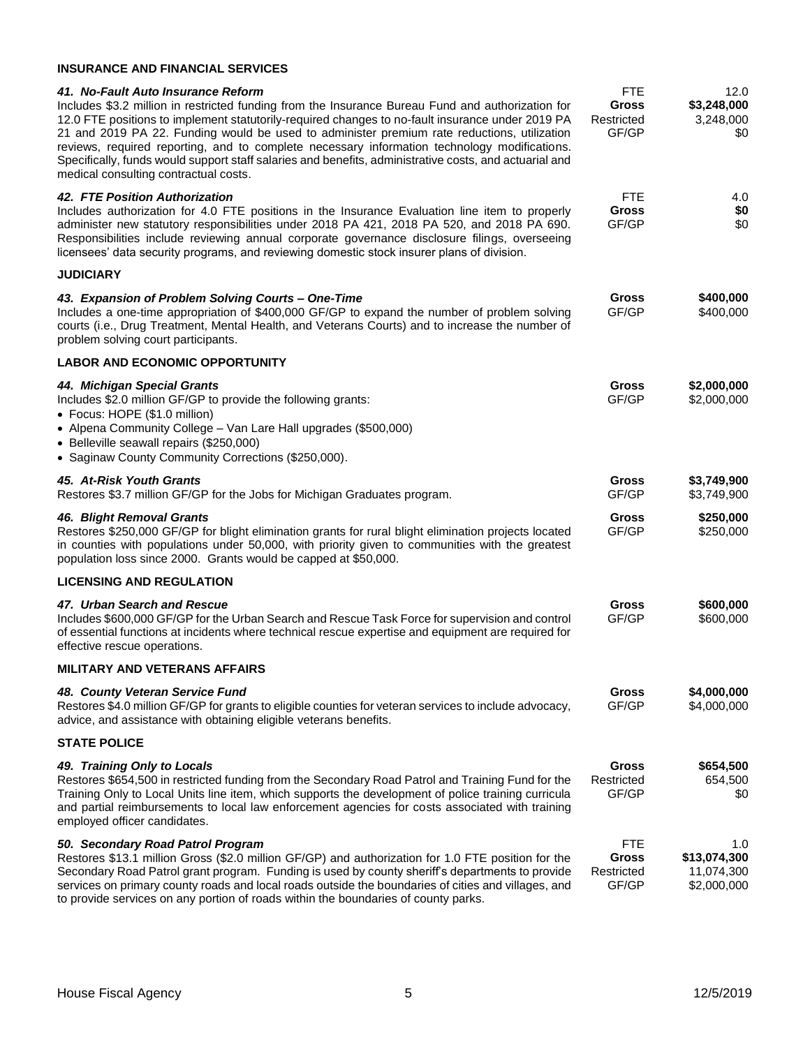**INSURANCE AND FINANCIAL SERVICES**

***41. No-Fault Auto Insurance Reform***
Includes $3.2 million in restricted funding from the Insurance Bureau Fund and authorization for 12.0 FTE positions to implement statutorily-required changes to no-fault insurance under 2019 PA 21 and 2019 PA 22. Funding would be used to administer premium rate reductions, utilization reviews, required reporting, and to complete necessary information technology modifications. Specifically, funds would support staff salaries and benefits, administrative costs, and actuarial and medical consulting contractual costs.

| | |
|---|---|
| FTE | 12.0 |
| **Gross** | **$3,248,000** |
| Restricted | 3,248,000 |
| GF/GP | $0 |

***42. FTE Position Authorization***
Includes authorization for 4.0 FTE positions in the Insurance Evaluation line item to properly administer new statutory responsibilities under 2018 PA 421, 2018 PA 520, and 2018 PA 690. Responsibilities include reviewing annual corporate governance disclosure filings, overseeing licensees' data security programs, and reviewing domestic stock insurer plans of division.

| | |
|---|---|
| FTE | 4.0 |
| **Gross** | **$0** |
| GF/GP | $0 |

**JUDICIARY**

***43. Expansion of Problem Solving Courts – One-Time***
Includes a one-time appropriation of $400,000 GF/GP to expand the number of problem solving courts (i.e., Drug Treatment, Mental Health, and Veterans Courts) and to increase the number of problem solving court participants.

| | |
|---|---|
| **Gross** | **$400,000** |
| GF/GP | $400,000 |

**LABOR AND ECONOMIC OPPORTUNITY**

***44. Michigan Special Grants***
Includes $2.0 million GF/GP to provide the following grants:

- Focus: HOPE ($1.0 million)
- Alpena Community College – Van Lare Hall upgrades ($500,000)
- Belleville seawall repairs ($250,000)
- Saginaw County Community Corrections ($250,000).

| | |
|---|---|
| **Gross** | **$2,000,000** |
| GF/GP | $2,000,000 |

***45. At-Risk Youth Grants***
Restores $3.7 million GF/GP for the Jobs for Michigan Graduates program.

| | |
|---|---|
| **Gross** | **$3,749,900** |
| GF/GP | $3,749,900 |

***46. Blight Removal Grants***
Restores $250,000 GF/GP for blight elimination grants for rural blight elimination projects located in counties with populations under 50,000, with priority given to communities with the greatest population loss since 2000. Grants would be capped at $50,000.

| | |
|---|---|
| **Gross** | **$250,000** |
| GF/GP | $250,000 |

**LICENSING AND REGULATION**

***47. Urban Search and Rescue***
Includes $600,000 GF/GP for the Urban Search and Rescue Task Force for supervision and control of essential functions at incidents where technical rescue expertise and equipment are required for effective rescue operations.

| | |
|---|---|
| **Gross** | **$600,000** |
| GF/GP | $600,000 |

**MILITARY AND VETERANS AFFAIRS**

***48. County Veteran Service Fund***
Restores $4.0 million GF/GP for grants to eligible counties for veteran services to include advocacy, advice, and assistance with obtaining eligible veterans benefits.

| | |
|---|---|
| **Gross** | **$4,000,000** |
| GF/GP | $4,000,000 |

**STATE POLICE**

***49. Training Only to Locals***
Restores $654,500 in restricted funding from the Secondary Road Patrol and Training Fund for the Training Only to Local Units line item, which supports the development of police training curricula and partial reimbursements to local law enforcement agencies for costs associated with training employed officer candidates.

| | |
|---|---|
| **Gross** | **$654,500** |
| Restricted | 654,500 |
| GF/GP | $0 |

***50. Secondary Road Patrol Program***
Restores $13.1 million Gross ($2.0 million GF/GP) and authorization for 1.0 FTE position for the Secondary Road Patrol grant program. Funding is used by county sheriff's departments to provide services on primary county roads and local roads outside the boundaries of cities and villages, and to provide services on any portion of roads within the boundaries of county parks.

| | |
|---|---|
| FTE | 1.0 |
| **Gross** | **$13,074,300** |
| Restricted | 11,074,300 |
| GF/GP | $2,000,000 |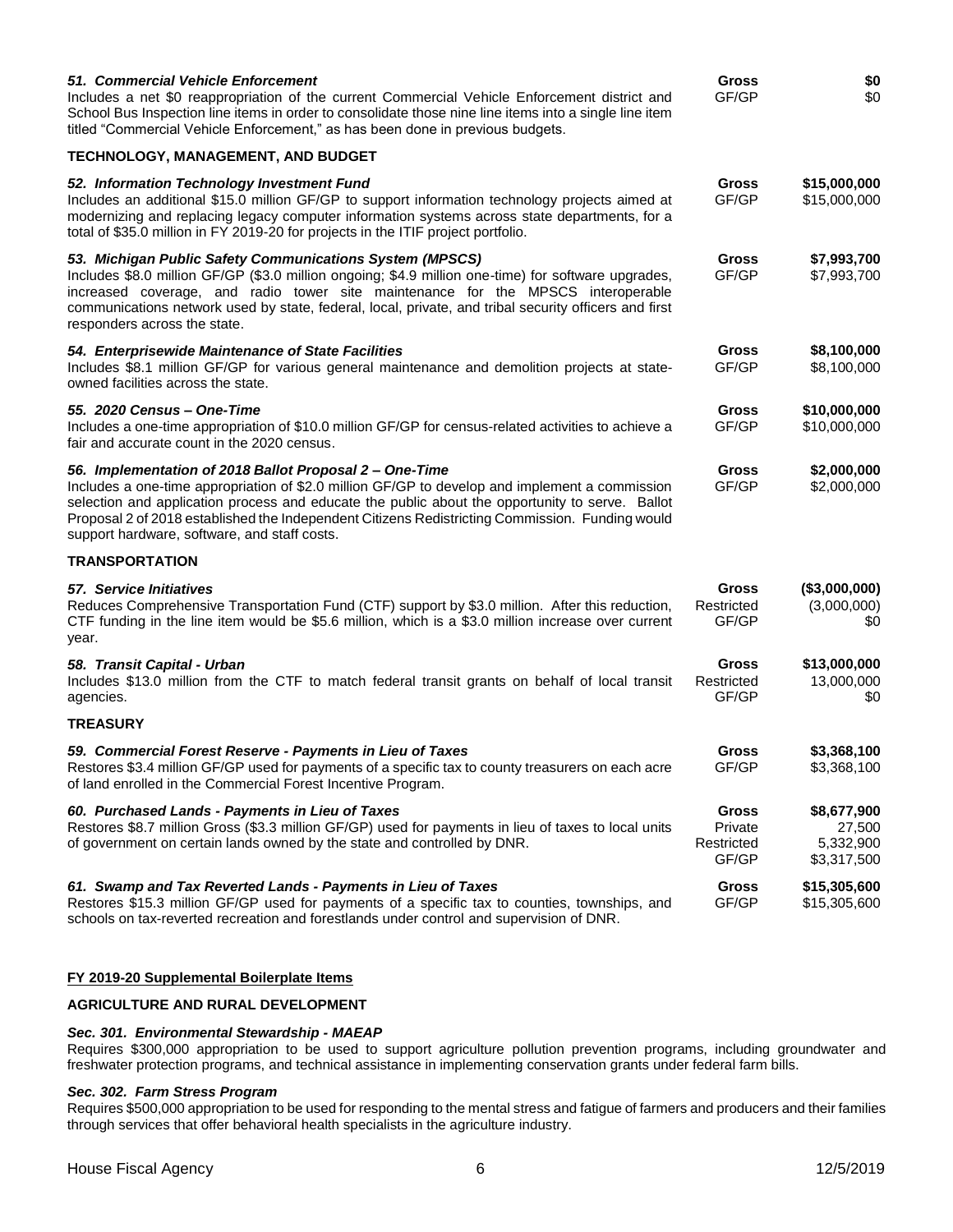| Item | Fund | Amount |
|---|---|---|
| ***51. Commercial Vehicle Enforcement***<br>Includes a net $0 reappropriation of the current Commercial Vehicle Enforcement district and School Bus Inspection line items in order to consolidate those nine line items into a single line item titled "Commercial Vehicle Enforcement," as has been done in previous budgets. | **Gross**<br>GF/GP | **$0**<br>$0 |

**TECHNOLOGY, MANAGEMENT, AND BUDGET**

| Item | Fund | Amount |
|---|---|---|
| ***52. Information Technology Investment Fund***<br>Includes an additional $15.0 million GF/GP to support information technology projects aimed at modernizing and replacing legacy computer information systems across state departments, for a total of $35.0 million in FY 2019-20 for projects in the ITIF project portfolio. | **Gross**<br>GF/GP | **$15,000,000**<br>$15,000,000 |
| ***53. Michigan Public Safety Communications System (MPSCS)***<br>Includes $8.0 million GF/GP ($3.0 million ongoing; $4.9 million one-time) for software upgrades, increased coverage, and radio tower site maintenance for the MPSCS interoperable communications network used by state, federal, local, private, and tribal security officers and first responders across the state. | **Gross**<br>GF/GP | **$7,993,700**<br>$7,993,700 |
| ***54. Enterprisewide Maintenance of State Facilities***<br>Includes $8.1 million GF/GP for various general maintenance and demolition projects at state-owned facilities across the state. | **Gross**<br>GF/GP | **$8,100,000**<br>$8,100,000 |
| ***55. 2020 Census – One-Time***<br>Includes a one-time appropriation of $10.0 million GF/GP for census-related activities to achieve a fair and accurate count in the 2020 census. | **Gross**<br>GF/GP | **$10,000,000**<br>$10,000,000 |
| ***56. Implementation of 2018 Ballot Proposal 2 – One-Time***<br>Includes a one-time appropriation of $2.0 million GF/GP to develop and implement a commission selection and application process and educate the public about the opportunity to serve. Ballot Proposal 2 of 2018 established the Independent Citizens Redistricting Commission. Funding would support hardware, software, and staff costs. | **Gross**<br>GF/GP | **$2,000,000**<br>$2,000,000 |

**TRANSPORTATION**

| Item | Fund | Amount |
|---|---|---|
| ***57. Service Initiatives***<br>Reduces Comprehensive Transportation Fund (CTF) support by $3.0 million. After this reduction, CTF funding in the line item would be $5.6 million, which is a $3.0 million increase over current year. | **Gross**<br>Restricted<br>GF/GP | **($3,000,000)**<br>(3,000,000)<br>$0 |
| ***58. Transit Capital - Urban***<br>Includes $13.0 million from the CTF to match federal transit grants on behalf of local transit agencies. | **Gross**<br>Restricted<br>GF/GP | **$13,000,000**<br>13,000,000<br>$0 |

**TREASURY**

| Item | Fund | Amount |
|---|---|---|
| ***59. Commercial Forest Reserve - Payments in Lieu of Taxes***<br>Restores $3.4 million GF/GP used for payments of a specific tax to county treasurers on each acre of land enrolled in the Commercial Forest Incentive Program. | **Gross**<br>GF/GP | **$3,368,100**<br>$3,368,100 |
| ***60. Purchased Lands - Payments in Lieu of Taxes***<br>Restores $8.7 million Gross ($3.3 million GF/GP) used for payments in lieu of taxes to local units of government on certain lands owned by the state and controlled by DNR. | **Gross**<br>Private<br>Restricted<br>GF/GP | **$8,677,900**<br>27,500<br>5,332,900<br>$3,317,500 |
| ***61. Swamp and Tax Reverted Lands - Payments in Lieu of Taxes***<br>Restores $15.3 million GF/GP used for payments of a specific tax to counties, townships, and schools on tax-reverted recreation and forestlands under control and supervision of DNR. | **Gross**<br>GF/GP | **$15,305,600**<br>$15,305,600 |

## FY 2019-20 Supplemental Boilerplate Items

**AGRICULTURE AND RURAL DEVELOPMENT**

***Sec. 301. Environmental Stewardship - MAEAP***
Requires $300,000 appropriation to be used to support agriculture pollution prevention programs, including groundwater and freshwater protection programs, and technical assistance in implementing conservation grants under federal farm bills.

***Sec. 302. Farm Stress Program***
Requires $500,000 appropriation to be used for responding to the mental stress and fatigue of farmers and producers and their families through services that offer behavioral health specialists in the agriculture industry.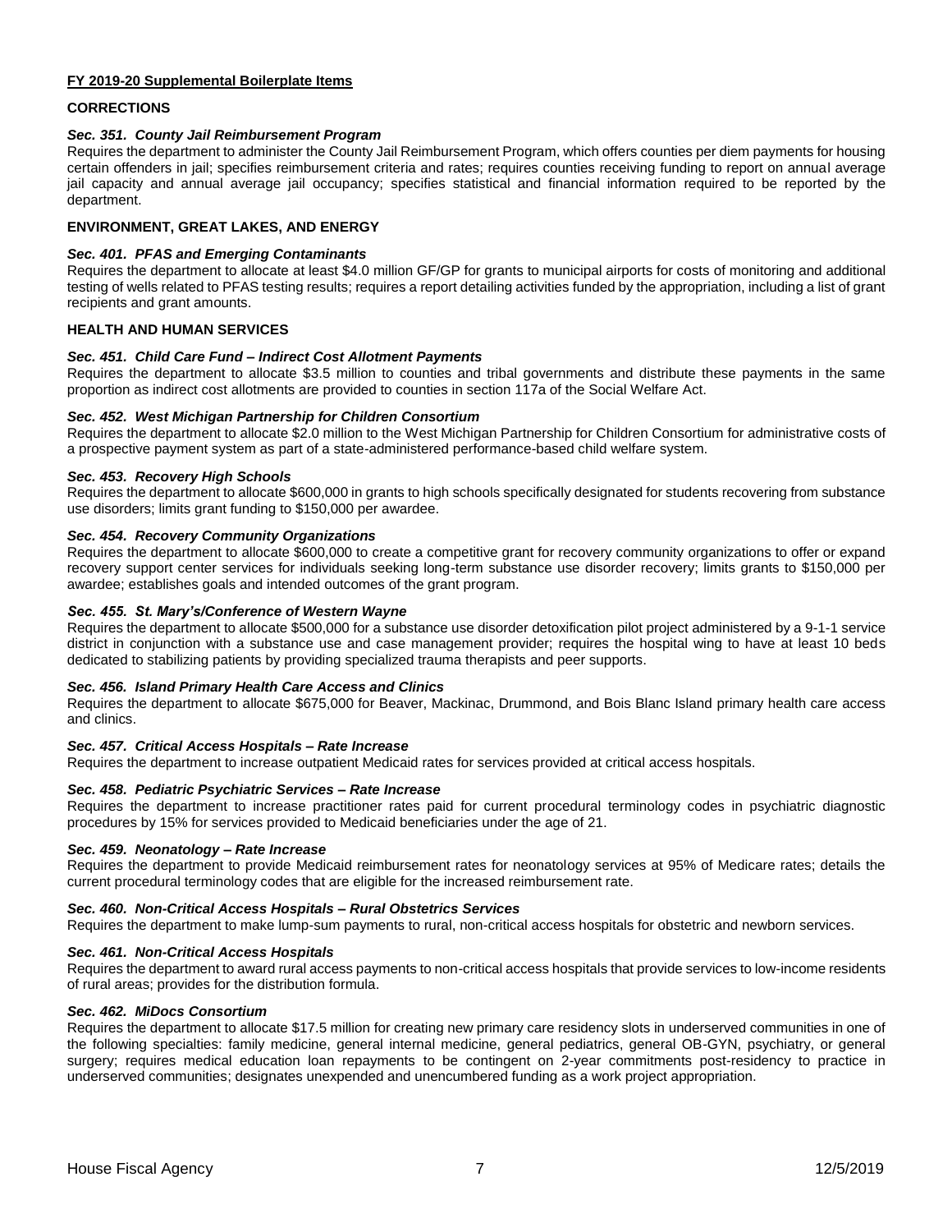**FY 2019-20 Supplemental Boilerplate Items**

**CORRECTIONS**

***Sec. 351. County Jail Reimbursement Program***

Requires the department to administer the County Jail Reimbursement Program, which offers counties per diem payments for housing certain offenders in jail; specifies reimbursement criteria and rates; requires counties receiving funding to report on annual average jail capacity and annual average jail occupancy; specifies statistical and financial information required to be reported by the department.

**ENVIRONMENT, GREAT LAKES, AND ENERGY**

***Sec. 401. PFAS and Emerging Contaminants***

Requires the department to allocate at least $4.0 million GF/GP for grants to municipal airports for costs of monitoring and additional testing of wells related to PFAS testing results; requires a report detailing activities funded by the appropriation, including a list of grant recipients and grant amounts.

**HEALTH AND HUMAN SERVICES**

***Sec. 451. Child Care Fund – Indirect Cost Allotment Payments***

Requires the department to allocate $3.5 million to counties and tribal governments and distribute these payments in the same proportion as indirect cost allotments are provided to counties in section 117a of the Social Welfare Act.

***Sec. 452. West Michigan Partnership for Children Consortium***

Requires the department to allocate $2.0 million to the West Michigan Partnership for Children Consortium for administrative costs of a prospective payment system as part of a state-administered performance-based child welfare system.

***Sec. 453. Recovery High Schools***

Requires the department to allocate $600,000 in grants to high schools specifically designated for students recovering from substance use disorders; limits grant funding to $150,000 per awardee.

***Sec. 454. Recovery Community Organizations***

Requires the department to allocate $600,000 to create a competitive grant for recovery community organizations to offer or expand recovery support center services for individuals seeking long-term substance use disorder recovery; limits grants to $150,000 per awardee; establishes goals and intended outcomes of the grant program.

***Sec. 455. St. Mary's/Conference of Western Wayne***

Requires the department to allocate $500,000 for a substance use disorder detoxification pilot project administered by a 9-1-1 service district in conjunction with a substance use and case management provider; requires the hospital wing to have at least 10 beds dedicated to stabilizing patients by providing specialized trauma therapists and peer supports.

***Sec. 456. Island Primary Health Care Access and Clinics***

Requires the department to allocate $675,000 for Beaver, Mackinac, Drummond, and Bois Blanc Island primary health care access and clinics.

***Sec. 457. Critical Access Hospitals – Rate Increase***

Requires the department to increase outpatient Medicaid rates for services provided at critical access hospitals.

***Sec. 458. Pediatric Psychiatric Services – Rate Increase***

Requires the department to increase practitioner rates paid for current procedural terminology codes in psychiatric diagnostic procedures by 15% for services provided to Medicaid beneficiaries under the age of 21.

***Sec. 459. Neonatology – Rate Increase***

Requires the department to provide Medicaid reimbursement rates for neonatology services at 95% of Medicare rates; details the current procedural terminology codes that are eligible for the increased reimbursement rate.

***Sec. 460. Non-Critical Access Hospitals – Rural Obstetrics Services***

Requires the department to make lump-sum payments to rural, non-critical access hospitals for obstetric and newborn services.

***Sec. 461. Non-Critical Access Hospitals***

Requires the department to award rural access payments to non-critical access hospitals that provide services to low-income residents of rural areas; provides for the distribution formula.

***Sec. 462. MiDocs Consortium***

Requires the department to allocate $17.5 million for creating new primary care residency slots in underserved communities in one of the following specialties: family medicine, general internal medicine, general pediatrics, general OB-GYN, psychiatry, or general surgery; requires medical education loan repayments to be contingent on 2-year commitments post-residency to practice in underserved communities; designates unexpended and unencumbered funding as a work project appropriation.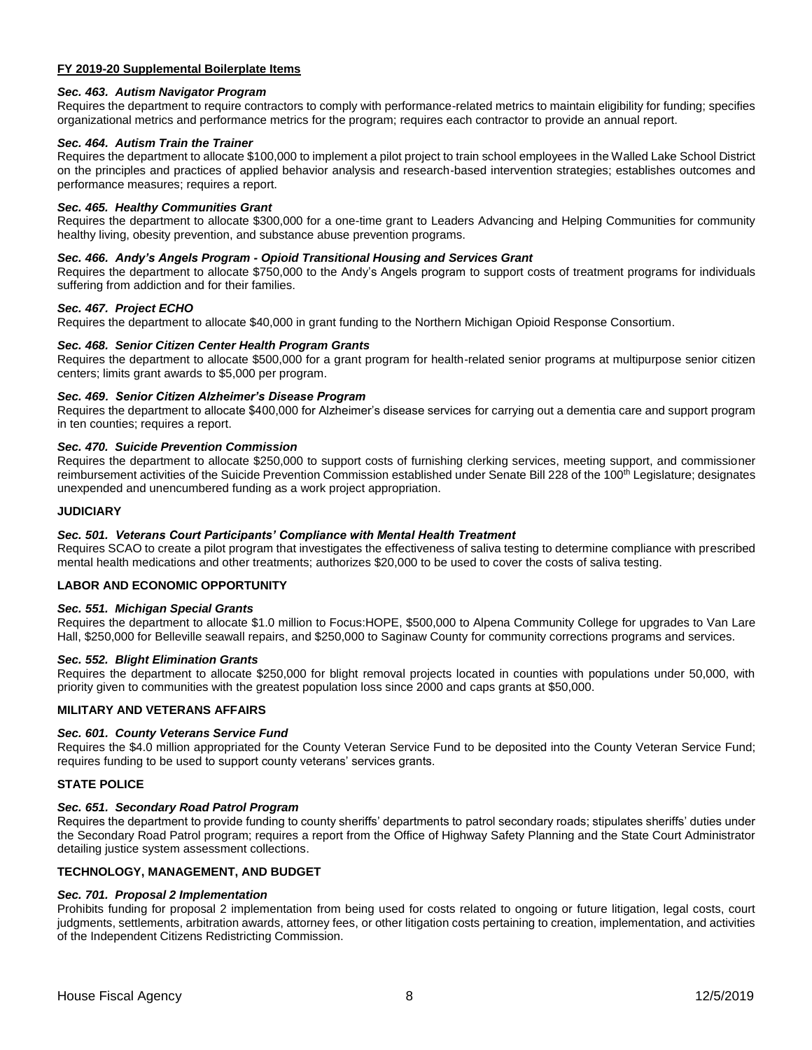**FY 2019-20 Supplemental Boilerplate Items**

***Sec. 463. Autism Navigator Program***

Requires the department to require contractors to comply with performance-related metrics to maintain eligibility for funding; specifies organizational metrics and performance metrics for the program; requires each contractor to provide an annual report.

***Sec. 464. Autism Train the Trainer***

Requires the department to allocate $100,000 to implement a pilot project to train school employees in the Walled Lake School District on the principles and practices of applied behavior analysis and research-based intervention strategies; establishes outcomes and performance measures; requires a report.

***Sec. 465. Healthy Communities Grant***

Requires the department to allocate $300,000 for a one-time grant to Leaders Advancing and Helping Communities for community healthy living, obesity prevention, and substance abuse prevention programs.

***Sec. 466. Andy's Angels Program - Opioid Transitional Housing and Services Grant***

Requires the department to allocate $750,000 to the Andy's Angels program to support costs of treatment programs for individuals suffering from addiction and for their families.

***Sec. 467. Project ECHO***

Requires the department to allocate $40,000 in grant funding to the Northern Michigan Opioid Response Consortium.

***Sec. 468. Senior Citizen Center Health Program Grants***

Requires the department to allocate $500,000 for a grant program for health-related senior programs at multipurpose senior citizen centers; limits grant awards to $5,000 per program.

***Sec. 469. Senior Citizen Alzheimer's Disease Program***

Requires the department to allocate $400,000 for Alzheimer's disease services for carrying out a dementia care and support program in ten counties; requires a report.

***Sec. 470. Suicide Prevention Commission***

Requires the department to allocate $250,000 to support costs of furnishing clerking services, meeting support, and commissioner reimbursement activities of the Suicide Prevention Commission established under Senate Bill 228 of the 100th Legislature; designates unexpended and unencumbered funding as a work project appropriation.

**JUDICIARY**

***Sec. 501. Veterans Court Participants' Compliance with Mental Health Treatment***

Requires SCAO to create a pilot program that investigates the effectiveness of saliva testing to determine compliance with prescribed mental health medications and other treatments; authorizes $20,000 to be used to cover the costs of saliva testing.

**LABOR AND ECONOMIC OPPORTUNITY**

***Sec. 551. Michigan Special Grants***

Requires the department to allocate $1.0 million to Focus:HOPE, $500,000 to Alpena Community College for upgrades to Van Lare Hall, $250,000 for Belleville seawall repairs, and $250,000 to Saginaw County for community corrections programs and services.

***Sec. 552. Blight Elimination Grants***

Requires the department to allocate $250,000 for blight removal projects located in counties with populations under 50,000, with priority given to communities with the greatest population loss since 2000 and caps grants at $50,000.

**MILITARY AND VETERANS AFFAIRS**

***Sec. 601. County Veterans Service Fund***

Requires the $4.0 million appropriated for the County Veteran Service Fund to be deposited into the County Veteran Service Fund; requires funding to be used to support county veterans' services grants.

**STATE POLICE**

***Sec. 651. Secondary Road Patrol Program***

Requires the department to provide funding to county sheriffs' departments to patrol secondary roads; stipulates sheriffs' duties under the Secondary Road Patrol program; requires a report from the Office of Highway Safety Planning and the State Court Administrator detailing justice system assessment collections.

**TECHNOLOGY, MANAGEMENT, AND BUDGET**

***Sec. 701. Proposal 2 Implementation***

Prohibits funding for proposal 2 implementation from being used for costs related to ongoing or future litigation, legal costs, court judgments, settlements, arbitration awards, attorney fees, or other litigation costs pertaining to creation, implementation, and activities of the Independent Citizens Redistricting Commission.